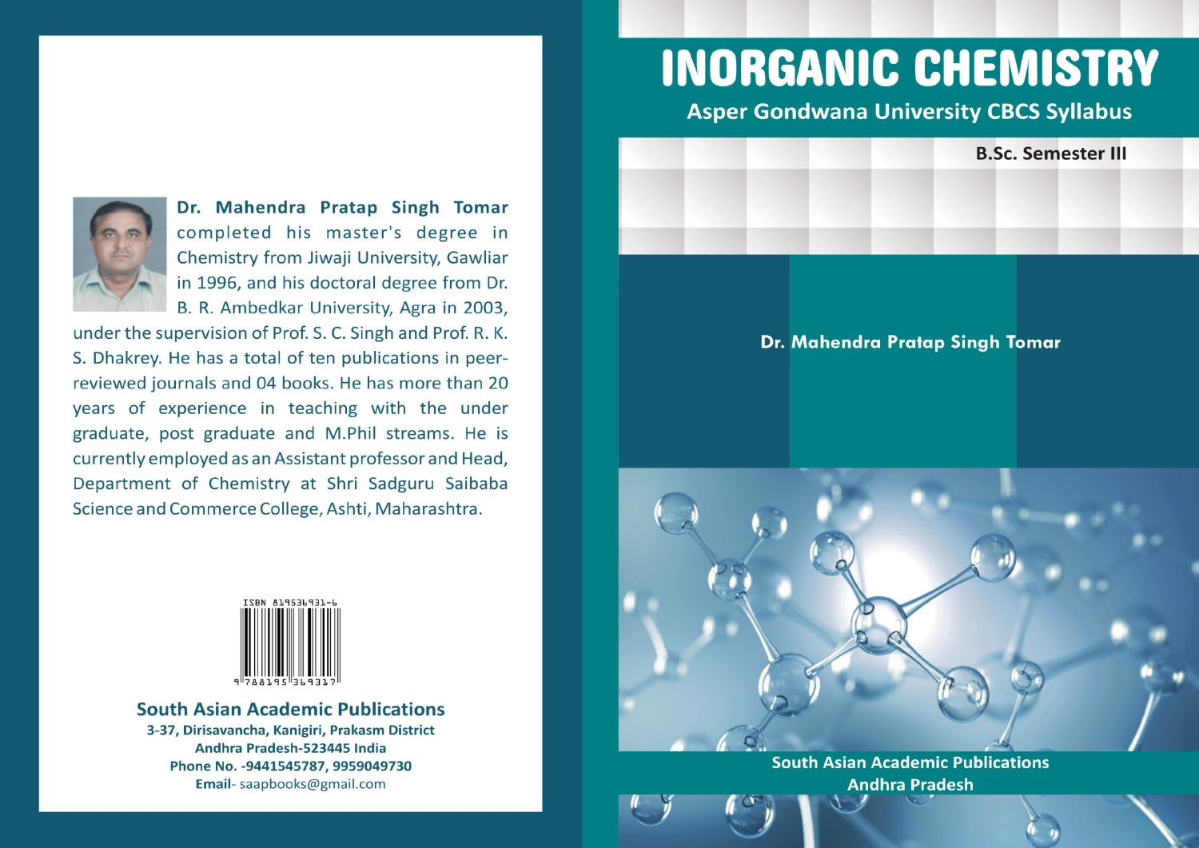# INORGANIC CHEMISTRY

## Asper Gondwana University CBCS Syllabus

**B.Sc. Semester III**

**Dr. Mahendra Pratap Singh Tomar**

**South Asian Academic Publications**
**Andhra Pradesh**

---

**Dr. Mahendra Pratap Singh Tomar** completed his master's degree in Chemistry from Jiwaji University, Gawliar in 1996, and his doctoral degree from Dr. B. R. Ambedkar University, Agra in 2003, under the supervision of Prof. S. C. Singh and Prof. R. K. S. Dhakrey. He has a total of ten publications in peer-reviewed journals and 04 books. He has more than 20 years of experience in teaching with the under graduate, post graduate and M.Phil streams. He is currently employed as an Assistant professor and Head, Department of Chemistry at Shri Sadguru Saibaba Science and Commerce College, Ashti, Maharashtra.

ISBN 819536931-6

9 788195 369317

**South Asian Academic Publications**
**3-37, Dirisavancha, Kanigiri, Prakasm District**
**Andhra Pradesh-523445 India**
**Phone No. -9441545787, 9959049730**
**Email**- saapbooks@gmail.com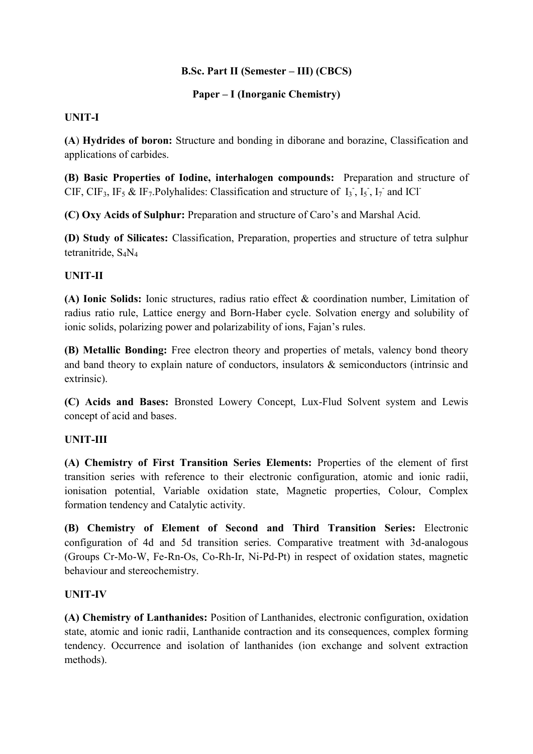**B.Sc. Part II (Semester – III) (CBCS)**

**Paper – I (Inorganic Chemistry)**

**UNIT-I**

**(A) Hydrides of boron:** Structure and bonding in diborane and borazine, Classification and applications of carbides.

**(B) Basic Properties of Iodine, interhalogen compounds:** Preparation and structure of ClF, $ClF_3$, $IF_5$ & $IF_7$.Polyhalides: Classification and structure of $I_3^-$, $I_5^-$, $I_7^-$ and $ICl^-$

**(C) Oxy Acids of Sulphur:** Preparation and structure of Caro's and Marshal Acid.

**(D) Study of Silicates:** Classification, Preparation, properties and structure of tetra sulphur tetranitride, $S_4N_4$

**UNIT-II**

**(A) Ionic Solids:** Ionic structures, radius ratio effect & coordination number, Limitation of radius ratio rule, Lattice energy and Born-Haber cycle. Solvation energy and solubility of ionic solids, polarizing power and polarizability of ions, Fajan's rules.

**(B) Metallic Bonding:** Free electron theory and properties of metals, valency bond theory and band theory to explain nature of conductors, insulators & semiconductors (intrinsic and extrinsic).

**(C) Acids and Bases:** Bronsted Lowery Concept, Lux-Flud Solvent system and Lewis concept of acid and bases.

**UNIT-III**

**(A) Chemistry of First Transition Series Elements:** Properties of the element of first transition series with reference to their electronic configuration, atomic and ionic radii, ionisation potential, Variable oxidation state, Magnetic properties, Colour, Complex formation tendency and Catalytic activity.

**(B) Chemistry of Element of Second and Third Transition Series:** Electronic configuration of 4d and 5d transition series. Comparative treatment with 3d-analogous (Groups Cr-Mo-W, Fe-Rn-Os, Co-Rh-Ir, Ni-Pd-Pt) in respect of oxidation states, magnetic behaviour and stereochemistry.

**UNIT-IV**

**(A) Chemistry of Lanthanides:** Position of Lanthanides, electronic configuration, oxidation state, atomic and ionic radii, Lanthanide contraction and its consequences, complex forming tendency. Occurrence and isolation of lanthanides (ion exchange and solvent extraction methods).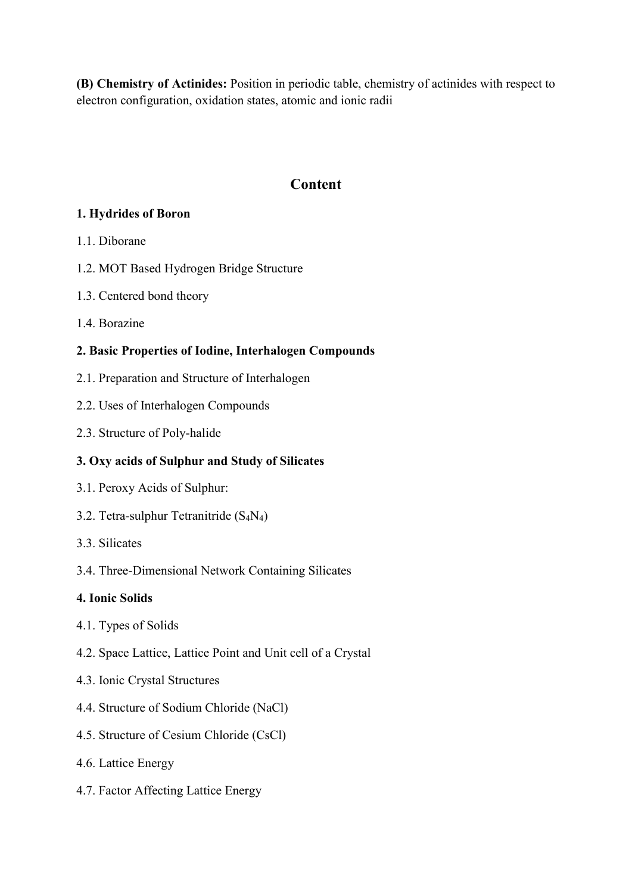**(B) Chemistry of Actinides:** Position in periodic table, chemistry of actinides with respect to electron configuration, oxidation states, atomic and ionic radii

## Content

**1. Hydrides of Boron**

1.1. Diborane

1.2. MOT Based Hydrogen Bridge Structure

1.3. Centered bond theory

1.4. Borazine

**2. Basic Properties of Iodine, Interhalogen Compounds**

2.1. Preparation and Structure of Interhalogen

2.2. Uses of Interhalogen Compounds

2.3. Structure of Poly-halide

**3. Oxy acids of Sulphur and Study of Silicates**

3.1. Peroxy Acids of Sulphur:

3.2. Tetra-sulphur Tetranitride ($S_4N_4$)

3.3. Silicates

3.4. Three-Dimensional Network Containing Silicates

**4. Ionic Solids**

4.1. Types of Solids

4.2. Space Lattice, Lattice Point and Unit cell of a Crystal

4.3. Ionic Crystal Structures

4.4. Structure of Sodium Chloride (NaCl)

4.5. Structure of Cesium Chloride (CsCl)

4.6. Lattice Energy

4.7. Factor Affecting Lattice Energy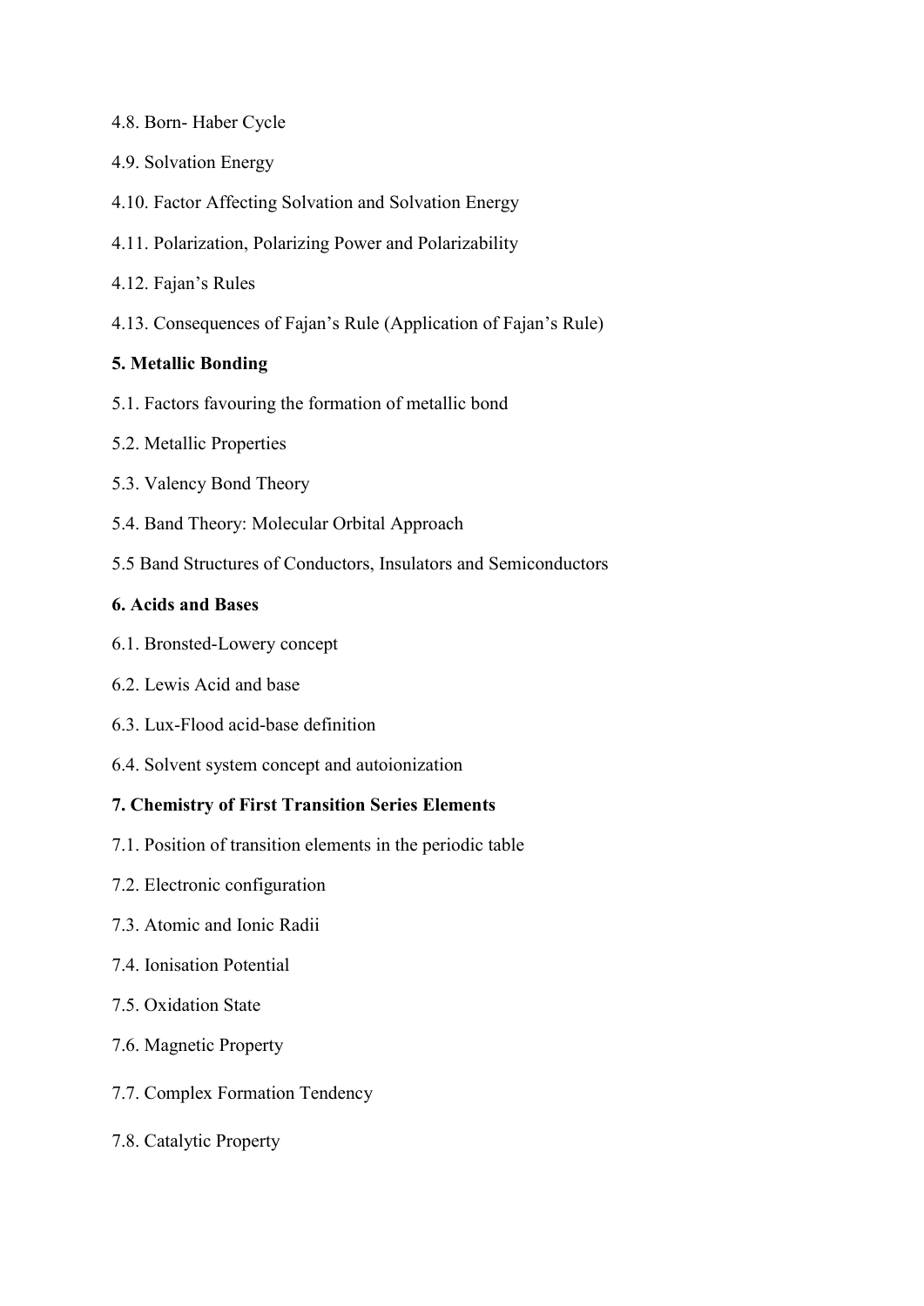4.8. Born- Haber Cycle

4.9. Solvation Energy

4.10. Factor Affecting Solvation and Solvation Energy

4.11. Polarization, Polarizing Power and Polarizability

4.12. Fajan's Rules

4.13. Consequences of Fajan's Rule (Application of Fajan's Rule)

**5. Metallic Bonding**

5.1. Factors favouring the formation of metallic bond

5.2. Metallic Properties

5.3. Valency Bond Theory

5.4. Band Theory: Molecular Orbital Approach

5.5 Band Structures of Conductors, Insulators and Semiconductors

**6. Acids and Bases**

6.1. Bronsted-Lowery concept

6.2. Lewis Acid and base

6.3. Lux-Flood acid-base definition

6.4. Solvent system concept and autoionization

**7. Chemistry of First Transition Series Elements**

7.1. Position of transition elements in the periodic table

7.2. Electronic configuration

7.3. Atomic and Ionic Radii

7.4. Ionisation Potential

7.5. Oxidation State

7.6. Magnetic Property

7.7. Complex Formation Tendency

7.8. Catalytic Property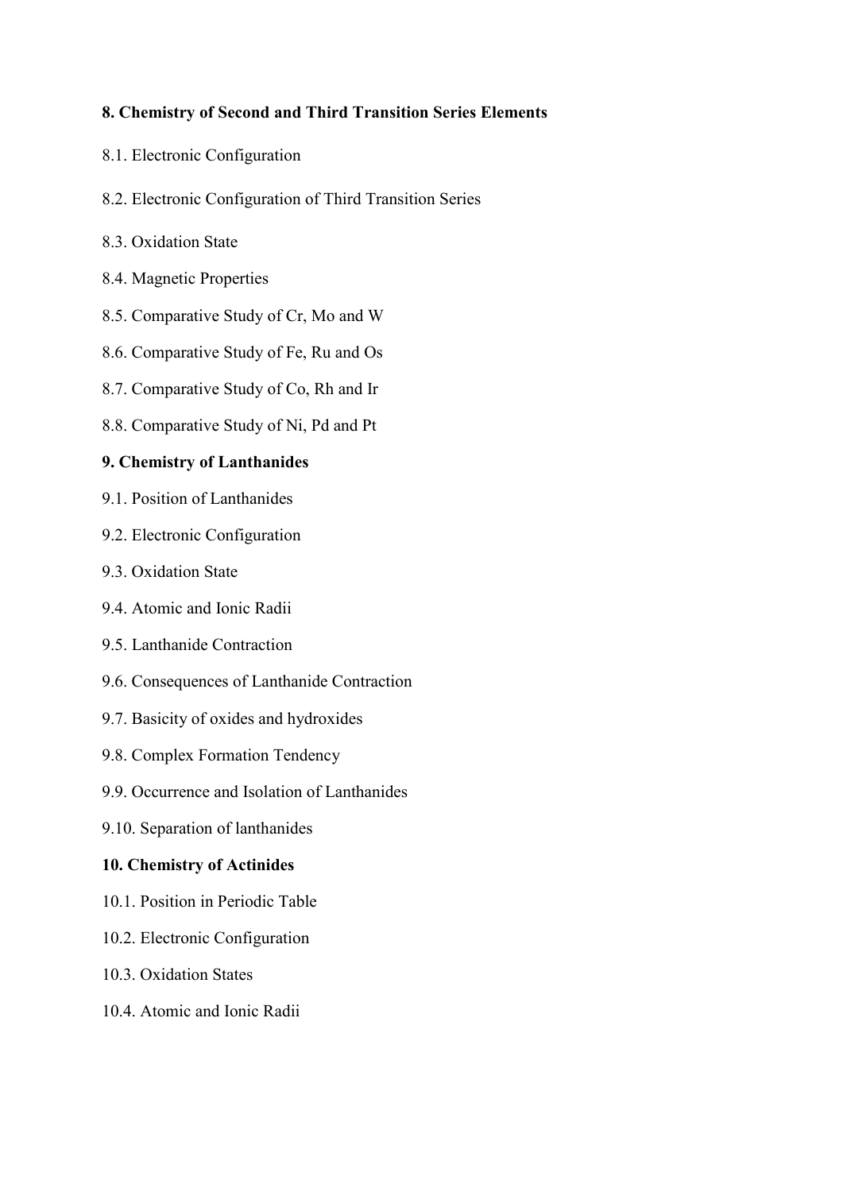**8. Chemistry of Second and Third Transition Series Elements**

8.1. Electronic Configuration

8.2. Electronic Configuration of Third Transition Series

8.3. Oxidation State

8.4. Magnetic Properties

8.5. Comparative Study of Cr, Mo and W

8.6. Comparative Study of Fe, Ru and Os

8.7. Comparative Study of Co, Rh and Ir

8.8. Comparative Study of Ni, Pd and Pt

**9. Chemistry of Lanthanides**

9.1. Position of Lanthanides

9.2. Electronic Configuration

9.3. Oxidation State

9.4. Atomic and Ionic Radii

9.5. Lanthanide Contraction

9.6. Consequences of Lanthanide Contraction

9.7. Basicity of oxides and hydroxides

9.8. Complex Formation Tendency

9.9. Occurrence and Isolation of Lanthanides

9.10. Separation of lanthanides

**10. Chemistry of Actinides**

10.1. Position in Periodic Table

10.2. Electronic Configuration

10.3. Oxidation States

10.4. Atomic and Ionic Radii